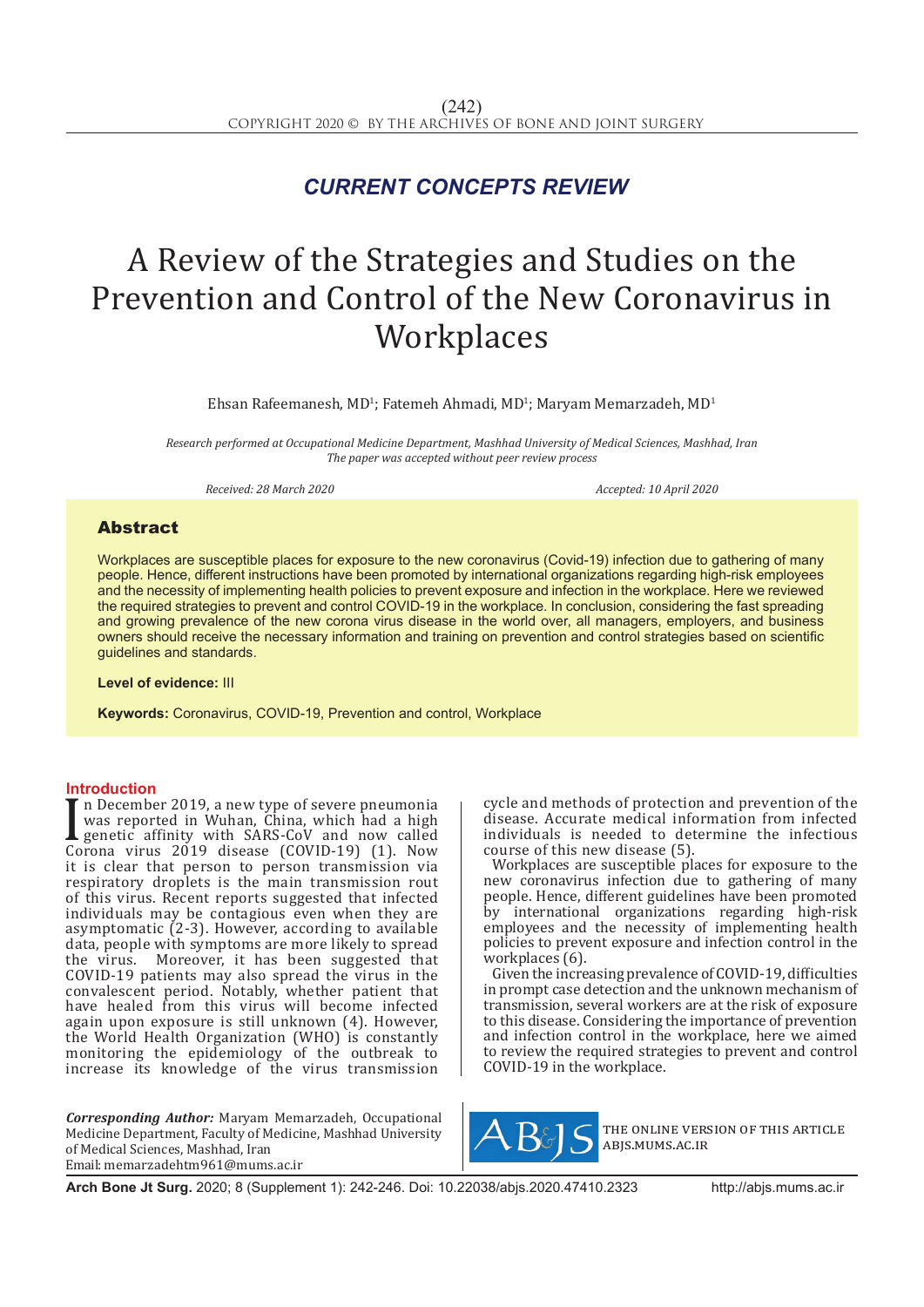*CURRENT CONCEPTS REVIEW*

# A Review of the Strategies and Studies on the Prevention and Control of the New Coronavirus in Workplaces

Ehsan Rafeemanesh, MD[1]; Fatemeh Ahmadi, MD[1]; Maryam Memarzadeh, MD[1]

*Research performed at Occupational Medicine Department, Mashhad University of Medical Sciences, Mashhad, Iran*
*The paper was accepted without peer review process*

*Received: 28 March 2020* *Accepted: 10 April 2020*

## Abstract

Workplaces are susceptible places for exposure to the new coronavirus (Covid-19) infection due to gathering of many people. Hence, different instructions have been promoted by international organizations regarding high-risk employees and the necessity of implementing health policies to prevent exposure and infection in the workplace. Here we reviewed the required strategies to prevent and control COVID-19 in the workplace. In conclusion, considering the fast spreading and growing prevalence of the new corona virus disease in the world over, all managers, employers, and business owners should receive the necessary information and training on prevention and control strategies based on scientific guidelines and standards.

**Level of evidence:** III

**Keywords:** Coronavirus, COVID-19, Prevention and control, Workplace

## Introduction

In December 2019, a new type of severe pneumonia was reported in Wuhan, China, which had a high genetic affinity with SARS-CoV and now called Corona virus 2019 disease (COVID-19) (1). Now it is clear that person to person transmission via respiratory droplets is the main transmission rout of this virus. Recent reports suggested that infected individuals may be contagious even when they are asymptomatic (2-3). However, according to available data, people with symptoms are more likely to spread the virus. Moreover, it has been suggested that COVID-19 patients may also spread the virus in the convalescent period. Notably, whether patient that have healed from this virus will become infected again upon exposure is still unknown (4). However, the World Health Organization (WHO) is constantly monitoring the epidemiology of the outbreak to increase its knowledge of the virus transmission cycle and methods of protection and prevention of the disease. Accurate medical information from infected individuals is needed to determine the infectious course of this new disease (5).

Workplaces are susceptible places for exposure to the new coronavirus infection due to gathering of many people. Hence, different guidelines have been promoted by international organizations regarding high-risk employees and the necessity of implementing health policies to prevent exposure and infection control in the workplaces (6).

Given the increasing prevalence of COVID-19, difficulties in prompt case detection and the unknown mechanism of transmission, several workers are at the risk of exposure to this disease. Considering the importance of prevention and infection control in the workplace, here we aimed to review the required strategies to prevent and control COVID-19 in the workplace.

***Corresponding Author:*** Maryam Memarzadeh, Occupational Medicine Department, Faculty of Medicine, Mashhad University of Medical Sciences, Mashhad, Iran
Email: memarzadehtm961@mums.ac.ir

THE ONLINE VERSION OF THIS ARTICLE ABJS.MUMS.AC.IR

**Arch Bone Jt Surg.** 2020; 8 (Supplement 1): 242-246. Doi: 10.22038/abjs.2020.47410.2323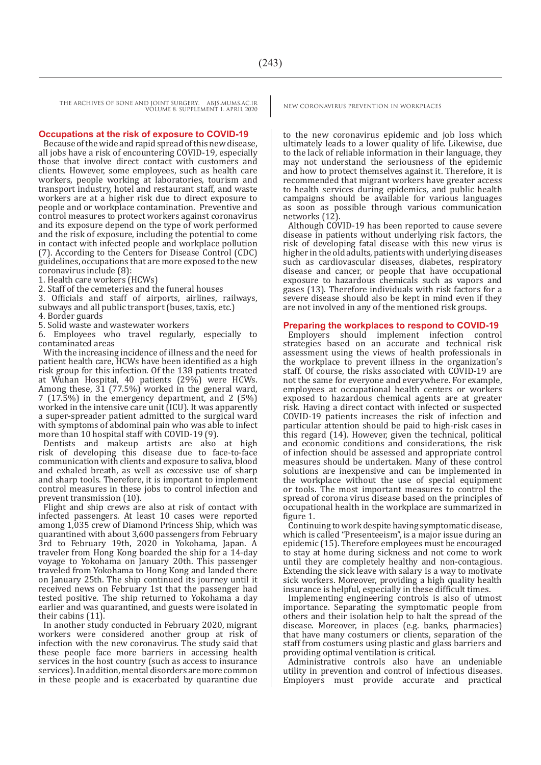## Occupations at the risk of exposure to COVID-19

Because of the wide and rapid spread of this new disease, all jobs have a risk of encountering COVID-19, especially those that involve direct contact with customers and clients. However, some employees, such as health care workers, people working at laboratories, tourism and transport industry, hotel and restaurant staff, and waste workers are at a higher risk due to direct exposure to people and or workplace contamination. Preventive and control measures to protect workers against coronavirus and its exposure depend on the type of work performed and the risk of exposure, including the potential to come in contact with infected people and workplace pollution (7). According to the Centers for Disease Control (CDC) guidelines, occupations that are more exposed to the new coronavirus include (8):

1. Health care workers (HCWs)
2. Staff of the cemeteries and the funeral houses
3. Officials and staff of airports, airlines, railways, subways and all public transport (buses, taxis, etc.)
4. Border guards
5. Solid waste and wastewater workers
6. Employees who travel regularly, especially to contaminated areas

With the increasing incidence of illness and the need for patient health care, HCWs have been identified as a high risk group for this infection. Of the 138 patients treated at Wuhan Hospital, 40 patients (29%) were HCWs. Among these, 31 (77.5%) worked in the general ward, 7 (17.5%) in the emergency department, and 2 (5%) worked in the intensive care unit (ICU). It was apparently a super-spreader patient admitted to the surgical ward with symptoms of abdominal pain who was able to infect more than 10 hospital staff with COVID-19 (9).

Dentists and makeup artists are also at high risk of developing this disease due to face-to-face communication with clients and exposure to saliva, blood and exhaled breath, as well as excessive use of sharp and sharp tools. Therefore, it is important to implement control measures in these jobs to control infection and prevent transmission (10).

Flight and ship crews are also at risk of contact with infected passengers. At least 10 cases were reported among 1,035 crew of Diamond Princess Ship, which was quarantined with about 3,600 passengers from February 3rd to February 19th, 2020 in Yokohama, Japan. A traveler from Hong Kong boarded the ship for a 14-day voyage to Yokohama on January 20th. This passenger traveled from Yokohama to Hong Kong and landed there on January 25th. The ship continued its journey until it received news on February 1st that the passenger had tested positive. The ship returned to Yokohama a day earlier and was quarantined, and guests were isolated in their cabins (11).

In another study conducted in February 2020, migrant workers were considered another group at risk of infection with the new coronavirus. The study said that these people face more barriers in accessing health services in the host country (such as access to insurance services). In addition, mental disorders are more common in these people and is exacerbated by quarantine due to the new coronavirus epidemic and job loss which ultimately leads to a lower quality of life. Likewise, due to the lack of reliable information in their language, they may not understand the seriousness of the epidemic and how to protect themselves against it. Therefore, it is recommended that migrant workers have greater access to health services during epidemics, and public health campaigns should be available for various languages as soon as possible through various communication networks (12).

Although COVID-19 has been reported to cause severe disease in patients without underlying risk factors, the risk of developing fatal disease with this new virus is higher in the old adults, patients with underlying diseases such as cardiovascular diseases, diabetes, respiratory disease and cancer, or people that have occupational exposure to hazardous chemicals such as vapors and gases (13). Therefore individuals with risk factors for a severe disease should also be kept in mind even if they are not involved in any of the mentioned risk groups.

## Preparing the workplaces to respond to COVID-19

Employers should implement infection control strategies based on an accurate and technical risk assessment using the views of health professionals in the workplace to prevent illness in the organization's staff. Of course, the risks associated with COVID-19 are not the same for everyone and everywhere. For example, employees at occupational health centers or workers exposed to hazardous chemical agents are at greater risk. Having a direct contact with infected or suspected COVID-19 patients increases the risk of infection and particular attention should be paid to high-risk cases in this regard (14). However, given the technical, political and economic conditions and considerations, the risk of infection should be assessed and appropriate control measures should be undertaken. Many of these control solutions are inexpensive and can be implemented in the workplace without the use of special equipment or tools. The most important measures to control the spread of corona virus disease based on the principles of occupational health in the workplace are summarized in figure 1.

Continuing to work despite having symptomatic disease, which is called "Presenteeism", is a major issue during an epidemic (15). Therefore employees must be encouraged to stay at home during sickness and not come to work until they are completely healthy and non-contagious. Extending the sick leave with salary is a way to motivate sick workers. Moreover, providing a high quality health insurance is helpful, especially in these difficult times.

Implementing engineering controls is also of utmost importance. Separating the symptomatic people from others and their isolation help to halt the spread of the disease. Moreover, in places (e.g. banks, pharmacies) that have many costumers or clients, separation of the staff from costumers using plastic and glass barriers and providing optimal ventilation is critical.

Administrative controls also have an undeniable utility in prevention and control of infectious diseases. Employers must provide accurate and practical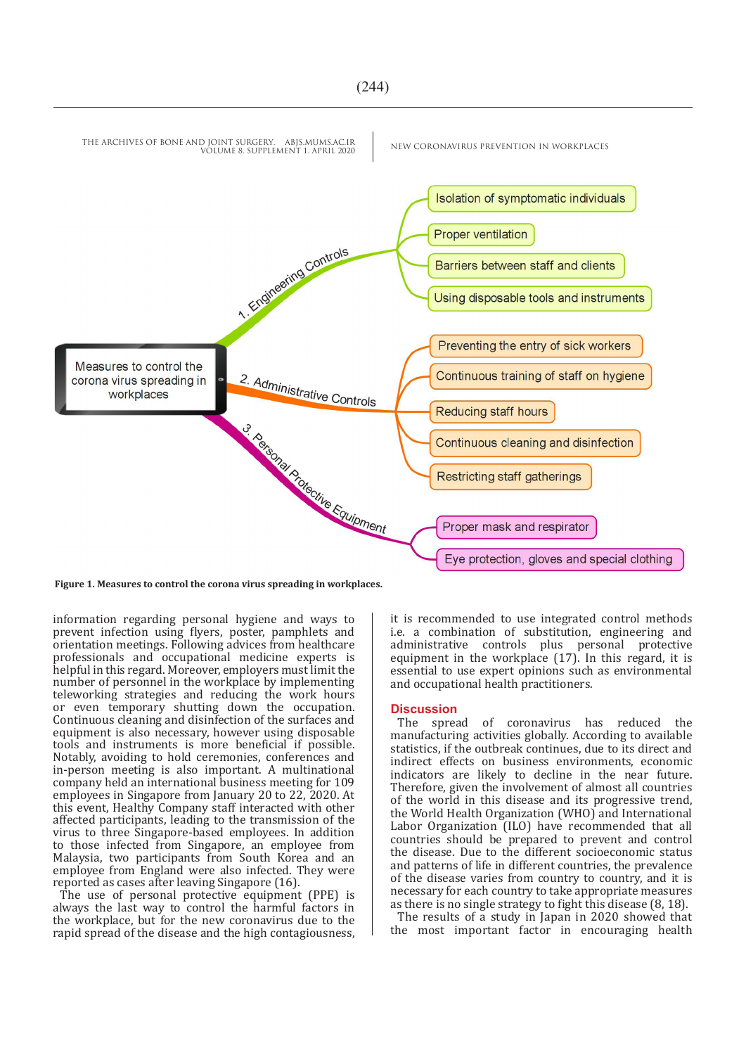- Measures to control the corona virus spreading in workplaces
  - 1. Engineering Controls
    - Isolation of symptomatic individuals
    - Proper ventilation
    - Barriers between staff and clients
    - Using disposable tools and instruments
  - 2. Administrative Controls
    - Preventing the entry of sick workers
    - Continuous training of staff on hygiene
    - Reducing staff hours
    - Continuous cleaning and disinfection
    - Restricting staff gatherings
  - 3. Personal Protective Equipment
    - Proper mask and respirator
    - Eye protection, gloves and special clothing

**Figure 1. Measures to control the corona virus spreading in workplaces.**

information regarding personal hygiene and ways to prevent infection using flyers, poster, pamphlets and orientation meetings. Following advices from healthcare professionals and occupational medicine experts is helpful in this regard. Moreover, employers must limit the number of personnel in the workplace by implementing teleworking strategies and reducing the work hours or even temporary shutting down the occupation. Continuous cleaning and disinfection of the surfaces and equipment is also necessary, however using disposable tools and instruments is more beneficial if possible. Notably, avoiding to hold ceremonies, conferences and in-person meeting is also important. A multinational company held an international business meeting for 109 employees in Singapore from January 20 to 22, 2020. At this event, Healthy Company staff interacted with other affected participants, leading to the transmission of the virus to three Singapore-based employees. In addition to those infected from Singapore, an employee from Malaysia, two participants from South Korea and an employee from England were also infected. They were reported as cases after leaving Singapore (16).

The use of personal protective equipment (PPE) is always the last way to control the harmful factors in the workplace, but for the new coronavirus due to the rapid spread of the disease and the high contagiousness, it is recommended to use integrated control methods i.e. a combination of substitution, engineering and administrative controls plus personal protective equipment in the workplace (17). In this regard, it is essential to use expert opinions such as environmental and occupational health practitioners.

## Discussion

The spread of coronavirus has reduced the manufacturing activities globally. According to available statistics, if the outbreak continues, due to its direct and indirect effects on business environments, economic indicators are likely to decline in the near future. Therefore, given the involvement of almost all countries of the world in this disease and its progressive trend, the World Health Organization (WHO) and International Labor Organization (ILO) have recommended that all countries should be prepared to prevent and control the disease. Due to the different socioeconomic status and patterns of life in different countries, the prevalence of the disease varies from country to country, and it is necessary for each country to take appropriate measures as there is no single strategy to fight this disease (8, 18).

The results of a study in Japan in 2020 showed that the most important factor in encouraging health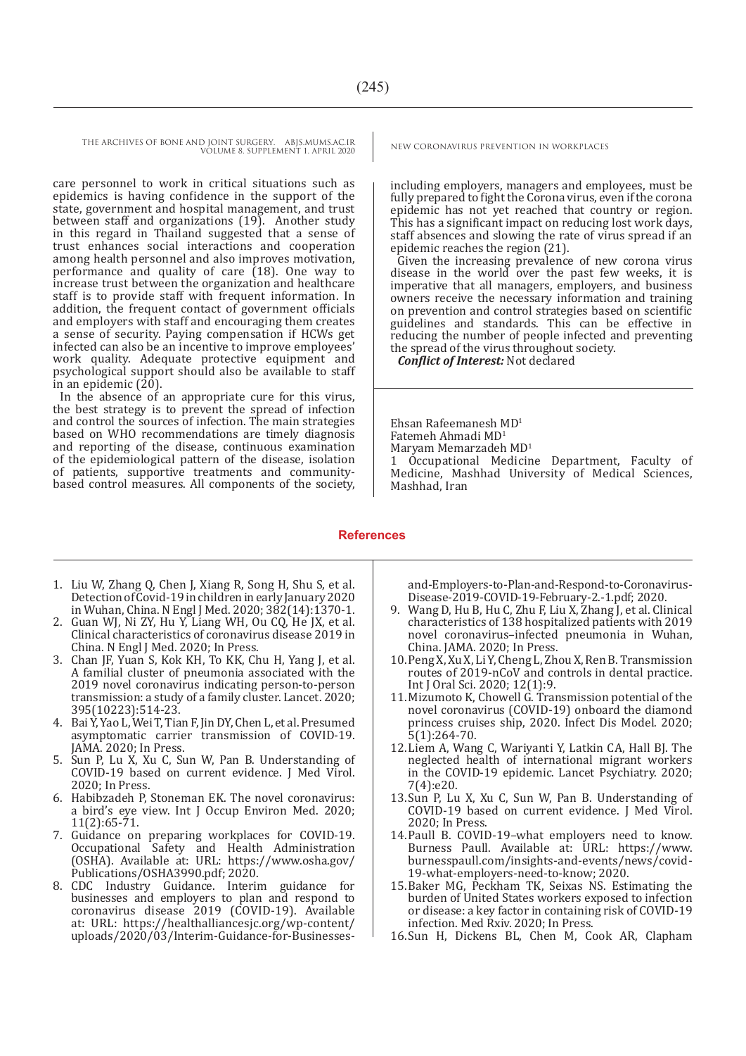care personnel to work in critical situations such as epidemics is having confidence in the support of the state, government and hospital management, and trust between staff and organizations (19). Another study in this regard in Thailand suggested that a sense of trust enhances social interactions and cooperation among health personnel and also improves motivation, performance and quality of care (18). One way to increase trust between the organization and healthcare staff is to provide staff with frequent information. In addition, the frequent contact of government officials and employers with staff and encouraging them creates a sense of security. Paying compensation if HCWs get infected can also be an incentive to improve employees' work quality. Adequate protective equipment and psychological support should also be available to staff in an epidemic (20).

In the absence of an appropriate cure for this virus, the best strategy is to prevent the spread of infection and control the sources of infection. The main strategies based on WHO recommendations are timely diagnosis and reporting of the disease, continuous examination of the epidemiological pattern of the disease, isolation of patients, supportive treatments and community-based control measures. All components of the society, including employers, managers and employees, must be fully prepared to fight the Corona virus, even if the corona epidemic has not yet reached that country or region. This has a significant impact on reducing lost work days, staff absences and slowing the rate of virus spread if an epidemic reaches the region (21).

Given the increasing prevalence of new corona virus disease in the world over the past few weeks, it is imperative that all managers, employers, and business owners receive the necessary information and training on prevention and control strategies based on scientific guidelines and standards. This can be effective in reducing the number of people infected and preventing the spread of the virus throughout society.

***Conflict of Interest:*** Not declared

Ehsan Rafeemanesh MD[1]
Fatemeh Ahmadi MD[1]
Maryam Memarzadeh MD[1]
1 Occupational Medicine Department, Faculty of Medicine, Mashhad University of Medical Sciences, Mashhad, Iran

## References

1. Liu W, Zhang Q, Chen J, Xiang R, Song H, Shu S, et al. Detection of Covid-19 in children in early January 2020 in Wuhan, China. N Engl J Med. 2020; 382(14):1370-1.
2. Guan WJ, Ni ZY, Hu Y, Liang WH, Ou CQ, He JX, et al. Clinical characteristics of coronavirus disease 2019 in China. N Engl J Med. 2020; In Press.
3. Chan JF, Yuan S, Kok KH, To KK, Chu H, Yang J, et al. A familial cluster of pneumonia associated with the 2019 novel coronavirus indicating person-to-person transmission: a study of a family cluster. Lancet. 2020; 395(10223):514-23.
4. Bai Y, Yao L, Wei T, Tian F, Jin DY, Chen L, et al. Presumed asymptomatic carrier transmission of COVID-19. JAMA. 2020; In Press.
5. Sun P, Lu X, Xu C, Sun W, Pan B. Understanding of COVID-19 based on current evidence. J Med Virol. 2020; In Press.
6. Habibzadeh P, Stoneman EK. The novel coronavirus: a bird's eye view. Int J Occup Environ Med. 2020; 11(2):65-71.
7. Guidance on preparing workplaces for COVID-19. Occupational Safety and Health Administration (OSHA). Available at: URL: https://www.osha.gov/Publications/OSHA3990.pdf; 2020.
8. CDC Industry Guidance. Interim guidance for businesses and employers to plan and respond to coronavirus disease 2019 (COVID-19). Available at: URL: https://healthalliancesjc.org/wp-content/uploads/2020/03/Interim-Guidance-for-Businesses-and-Employers-to-Plan-and-Respond-to-Coronavirus-Disease-2019-COVID-19-February-2.-1.pdf; 2020.
9. Wang D, Hu B, Hu C, Zhu F, Liu X, Zhang J, et al. Clinical characteristics of 138 hospitalized patients with 2019 novel coronavirus–infected pneumonia in Wuhan, China. JAMA. 2020; In Press.
10. Peng X, Xu X, Li Y, Cheng L, Zhou X, Ren B. Transmission routes of 2019-nCoV and controls in dental practice. Int J Oral Sci. 2020; 12(1):9.
11. Mizumoto K, Chowell G. Transmission potential of the novel coronavirus (COVID-19) onboard the diamond princess cruises ship, 2020. Infect Dis Model. 2020; 5(1):264-70.
12. Liem A, Wang C, Wariyanti Y, Latkin CA, Hall BJ. The neglected health of international migrant workers in the COVID-19 epidemic. Lancet Psychiatry. 2020; 7(4):e20.
13. Sun P, Lu X, Xu C, Sun W, Pan B. Understanding of COVID-19 based on current evidence. J Med Virol. 2020; In Press.
14. Paull B. COVID-19–what employers need to know. Burness Paull. Available at: URL: https://www.burnesspaull.com/insights-and-events/news/covid-19-what-employers-need-to-know; 2020.
15. Baker MG, Peckham TK, Seixas NS. Estimating the burden of United States workers exposed to infection or disease: a key factor in containing risk of COVID-19 infection. Med Rxiv. 2020; In Press.
16. Sun H, Dickens BL, Chen M, Cook AR, Clapham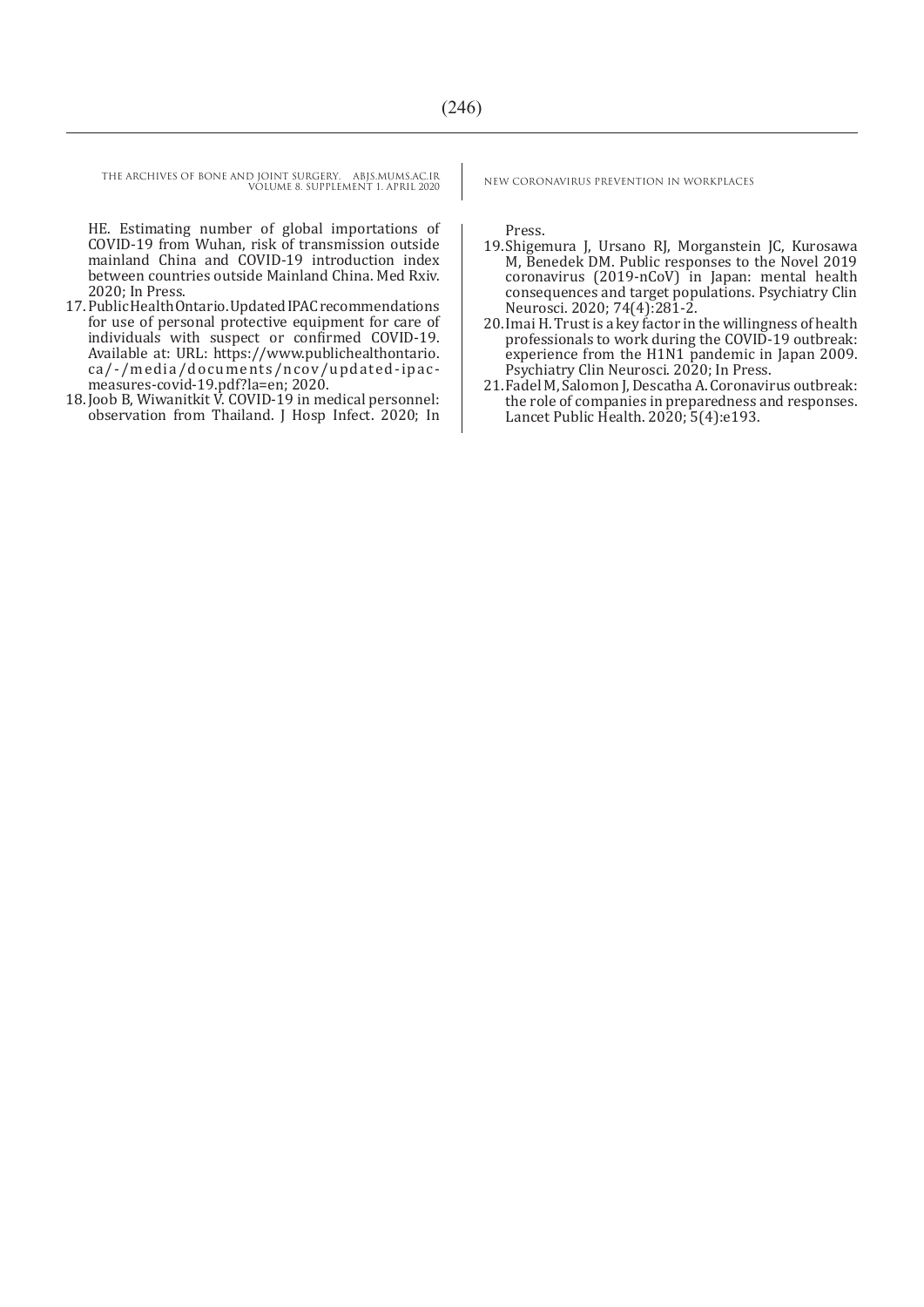HE. Estimating number of global importations of COVID-19 from Wuhan, risk of transmission outside mainland China and COVID-19 introduction index between countries outside Mainland China. Med Rxiv. 2020; In Press.

17. Public Health Ontario. Updated IPAC recommendations for use of personal protective equipment for care of individuals with suspect or confirmed COVID-19. Available at: URL: https://www.publichealthontario.ca/-/media/documents/ncov/updated-ipac-measures-covid-19.pdf?la=en; 2020.
18. Joob B, Wiwanitkit V. COVID-19 in medical personnel: observation from Thailand. J Hosp Infect. 2020; In Press.
19. Shigemura J, Ursano RJ, Morganstein JC, Kurosawa M, Benedek DM. Public responses to the Novel 2019 coronavirus (2019-nCoV) in Japan: mental health consequences and target populations. Psychiatry Clin Neurosci. 2020; 74(4):281-2.
20. Imai H. Trust is a key factor in the willingness of health professionals to work during the COVID-19 outbreak: experience from the H1N1 pandemic in Japan 2009. Psychiatry Clin Neurosci. 2020; In Press.
21. Fadel M, Salomon J, Descatha A. Coronavirus outbreak: the role of companies in preparedness and responses. Lancet Public Health. 2020; 5(4):e193.